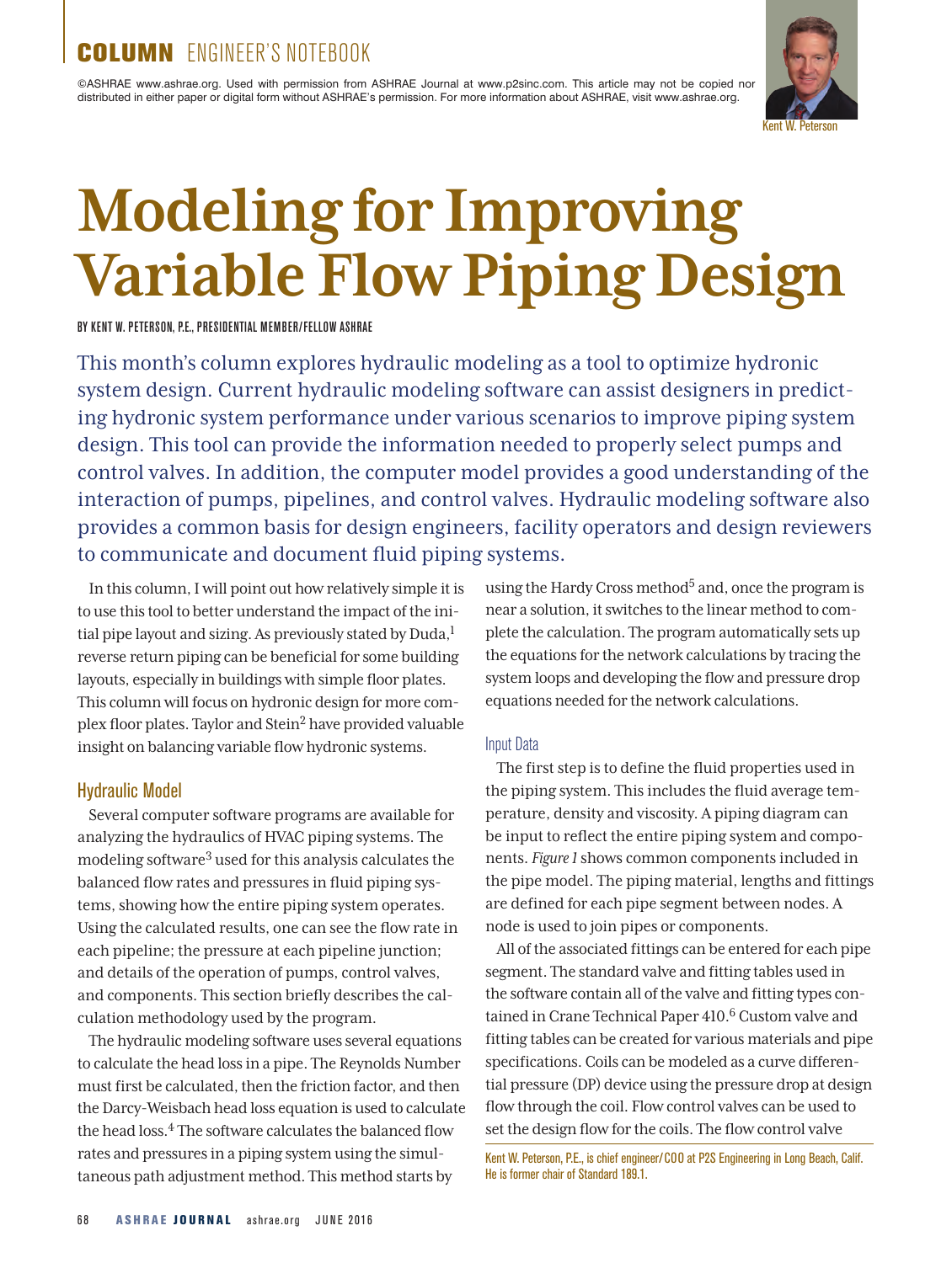COLUMN ENGINEER'S NOTEBOOK

©ASHRAE www.ashrae.org. Used with permission from ASHRAE Journal at www.p2sinc.com. This article may not be copied nor distributed in either paper or digital form without ASHRAE's permission. For more information about ASHRAE, visit www.ashrae.org.

Kent W. Peterson

# Modeling for Improving Variable Flow Piping Design

BY KENT W. PETERSON, P.E., PRESIDENTIAL MEMBER/FELLOW ASHRAE

This month's column explores hydraulic modeling as a tool to optimize hydronic system design. Current hydraulic modeling software can assist designers in predicting hydronic system performance under various scenarios to improve piping system design. This tool can provide the information needed to properly select pumps and control valves. In addition, the computer model provides a good understanding of the interaction of pumps, pipelines, and control valves. Hydraulic modeling software also provides a common basis for design engineers, facility operators and design reviewers to communicate and document fluid piping systems.

In this column, I will point out how relatively simple it is to use this tool to better understand the impact of the initial pipe layout and sizing. As previously stated by Duda,[1] reverse return piping can be beneficial for some building layouts, especially in buildings with simple floor plates. This column will focus on hydronic design for more complex floor plates. Taylor and Stein[2] have provided valuable insight on balancing variable flow hydronic systems.

## Hydraulic Model

Several computer software programs are available for analyzing the hydraulics of HVAC piping systems. The modeling software[3] used for this analysis calculates the balanced flow rates and pressures in fluid piping systems, showing how the entire piping system operates. Using the calculated results, one can see the flow rate in each pipeline; the pressure at each pipeline junction; and details of the operation of pumps, control valves, and components. This section briefly describes the calculation methodology used by the program.

The hydraulic modeling software uses several equations to calculate the head loss in a pipe. The Reynolds Number must first be calculated, then the friction factor, and then the Darcy-Weisbach head loss equation is used to calculate the head loss.[4] The software calculates the balanced flow rates and pressures in a piping system using the simultaneous path adjustment method. This method starts by using the Hardy Cross method[5] and, once the program is near a solution, it switches to the linear method to complete the calculation. The program automatically sets up the equations for the network calculations by tracing the system loops and developing the flow and pressure drop equations needed for the network calculations.

### Input Data

The first step is to define the fluid properties used in the piping system. This includes the fluid average temperature, density and viscosity. A piping diagram can be input to reflect the entire piping system and components. *Figure 1* shows common components included in the pipe model. The piping material, lengths and fittings are defined for each pipe segment between nodes. A node is used to join pipes or components.

All of the associated fittings can be entered for each pipe segment. The standard valve and fitting tables used in the software contain all of the valve and fitting types contained in Crane Technical Paper 410.[6] Custom valve and fitting tables can be created for various materials and pipe specifications. Coils can be modeled as a curve differential pressure (DP) device using the pressure drop at design flow through the coil. Flow control valves can be used to set the design flow for the coils. The flow control valve

Kent W. Peterson, P.E., is chief engineer/COO at P2S Engineering in Long Beach, Calif. He is former chair of Standard 189.1.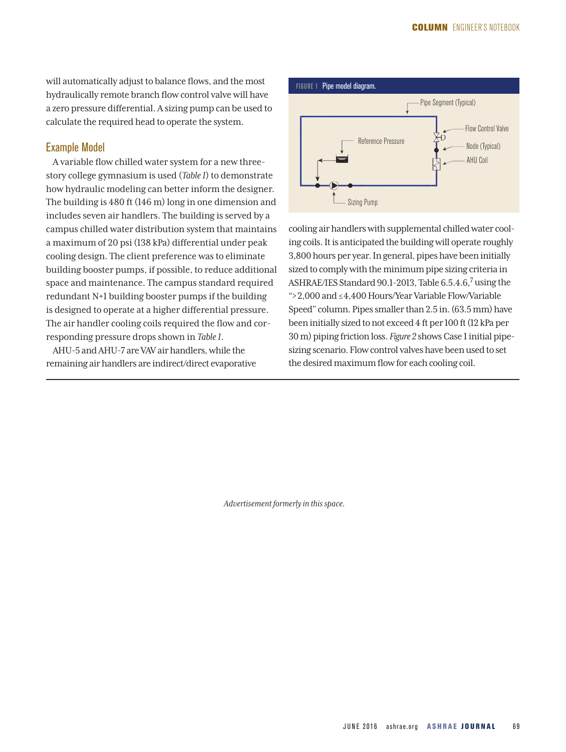will automatically adjust to balance flows, and the most hydraulically remote branch flow control valve will have a zero pressure differential. A sizing pump can be used to calculate the required head to operate the system.

## Example Model

A variable flow chilled water system for a new three-story college gymnasium is used (*Table 1*) to demonstrate how hydraulic modeling can better inform the designer. The building is 480 ft (146 m) long in one dimension and includes seven air handlers. The building is served by a campus chilled water distribution system that maintains a maximum of 20 psi (138 kPa) differential under peak cooling design. The client preference was to eliminate building booster pumps, if possible, to reduce additional space and maintenance. The campus standard required redundant N+1 building booster pumps if the building is designed to operate at a higher differential pressure. The air handler cooling coils required the flow and corresponding pressure drops shown in *Table 1*.

AHU-5 and AHU-7 are VAV air handlers, while the remaining air handlers are indirect/direct evaporative cooling air handlers with supplemental chilled water cooling coils. It is anticipated the building will operate roughly 3,800 hours per year. In general, pipes have been initially sized to comply with the minimum pipe sizing criteria in ASHRAE/IES Standard 90.1-2013, Table 6.5.4.6,[7] using the ">2,000 and ≤4,400 Hours/Year Variable Flow/Variable Speed" column. Pipes smaller than 2.5 in. (63.5 mm) have been initially sized to not exceed 4 ft per 100 ft (12 kPa per 30 m) piping friction loss. *Figure 2* shows Case 1 initial pipe-sizing scenario. Flow control valves have been used to set the desired maximum flow for each cooling coil.

FIGURE 1 Pipe model diagram.

Pipe Segment (Typical)

Flow Control Valve

Reference Pressure

Node (Typical)

AHU Coil

Sizing Pump

*Advertisement formerly in this space.*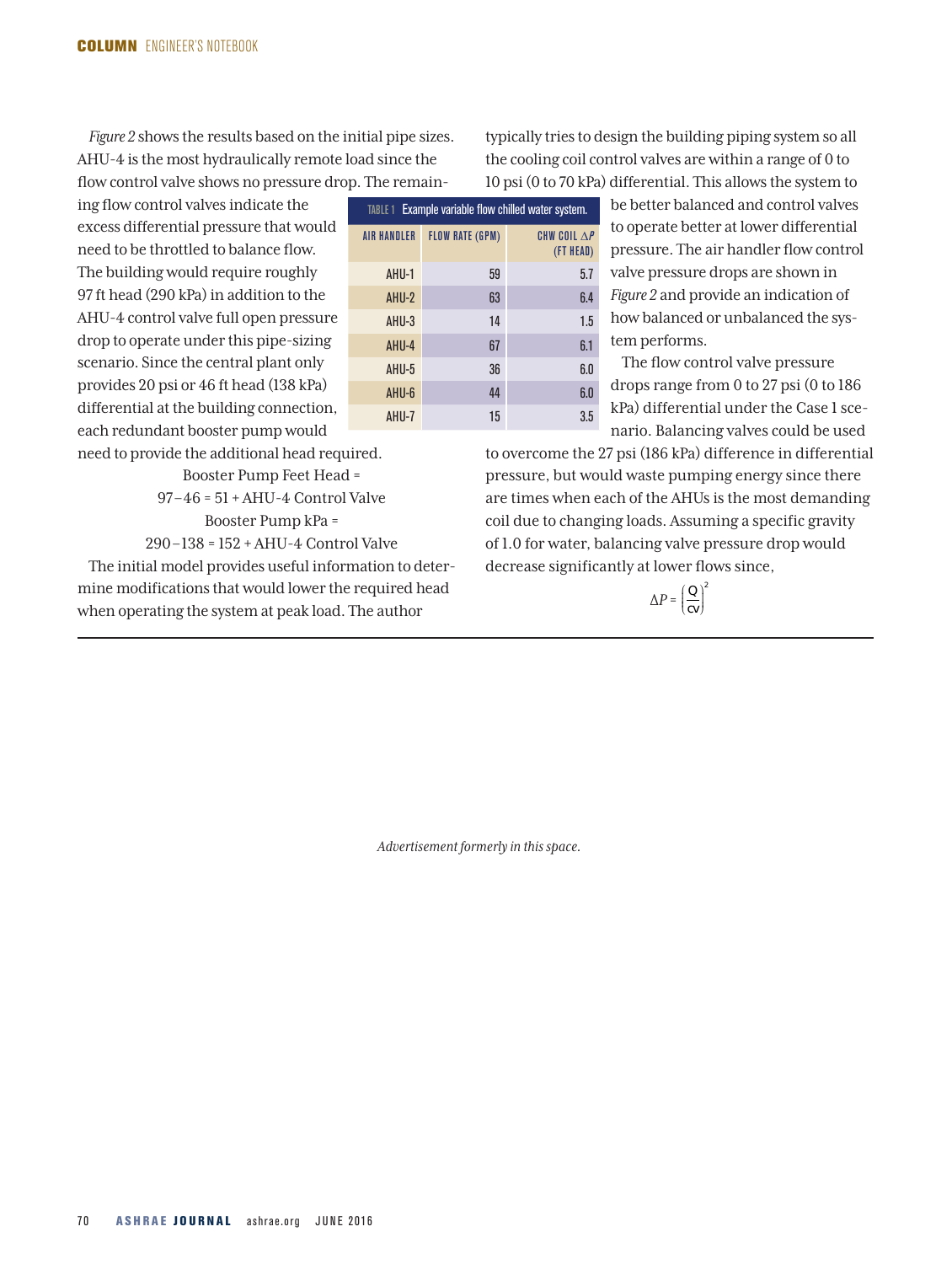*Figure 2* shows the results based on the initial pipe sizes. AHU-4 is the most hydraulically remote load since the flow control valve shows no pressure drop. The remaining flow control valves indicate the excess differential pressure that would need to be throttled to balance flow. The building would require roughly 97 ft head (290 kPa) in addition to the AHU-4 control valve full open pressure drop to operate under this pipe-sizing scenario. Since the central plant only provides 20 psi or 46 ft head (138 kPa) differential at the building connection, each redundant booster pump would need to provide the additional head required.

TABLE 1 Example variable flow chilled water system.

| AIR HANDLER | FLOW RATE (GPM) | CHW COIL $\Delta P$ (FT HEAD) |
|---|---|---|
| AHU-1 | 59 | 5.7 |
| AHU-2 | 63 | 6.4 |
| AHU-3 | 14 | 1.5 |
| AHU-4 | 67 | 6.1 |
| AHU-5 | 36 | 6.0 |
| AHU-6 | 44 | 6.0 |
| AHU-7 | 15 | 3.5 |

Booster Pump Feet Head =
97 – 46 = 51 + AHU-4 Control Valve

Booster Pump kPa =
290 – 138 = 152 + AHU-4 Control Valve

The initial model provides useful information to determine modifications that would lower the required head when operating the system at peak load. The author typically tries to design the building piping system so all the cooling coil control valves are within a range of 0 to 10 psi (0 to 70 kPa) differential. This allows the system to be better balanced and control valves to operate better at lower differential pressure. The air handler flow control valve pressure drops are shown in *Figure 2* and provide an indication of how balanced or unbalanced the system performs.

The flow control valve pressure drops range from 0 to 27 psi (0 to 186 kPa) differential under the Case 1 scenario. Balancing valves could be used to overcome the 27 psi (186 kPa) difference in differential pressure, but would waste pumping energy since there are times when each of the AHUs is the most demanding coil due to changing loads. Assuming a specific gravity of 1.0 for water, balancing valve pressure drop would decrease significantly at lower flows since,

$$\Delta P = \left(\frac{Q}{cv}\right)^2$$

*Advertisement formerly in this space.*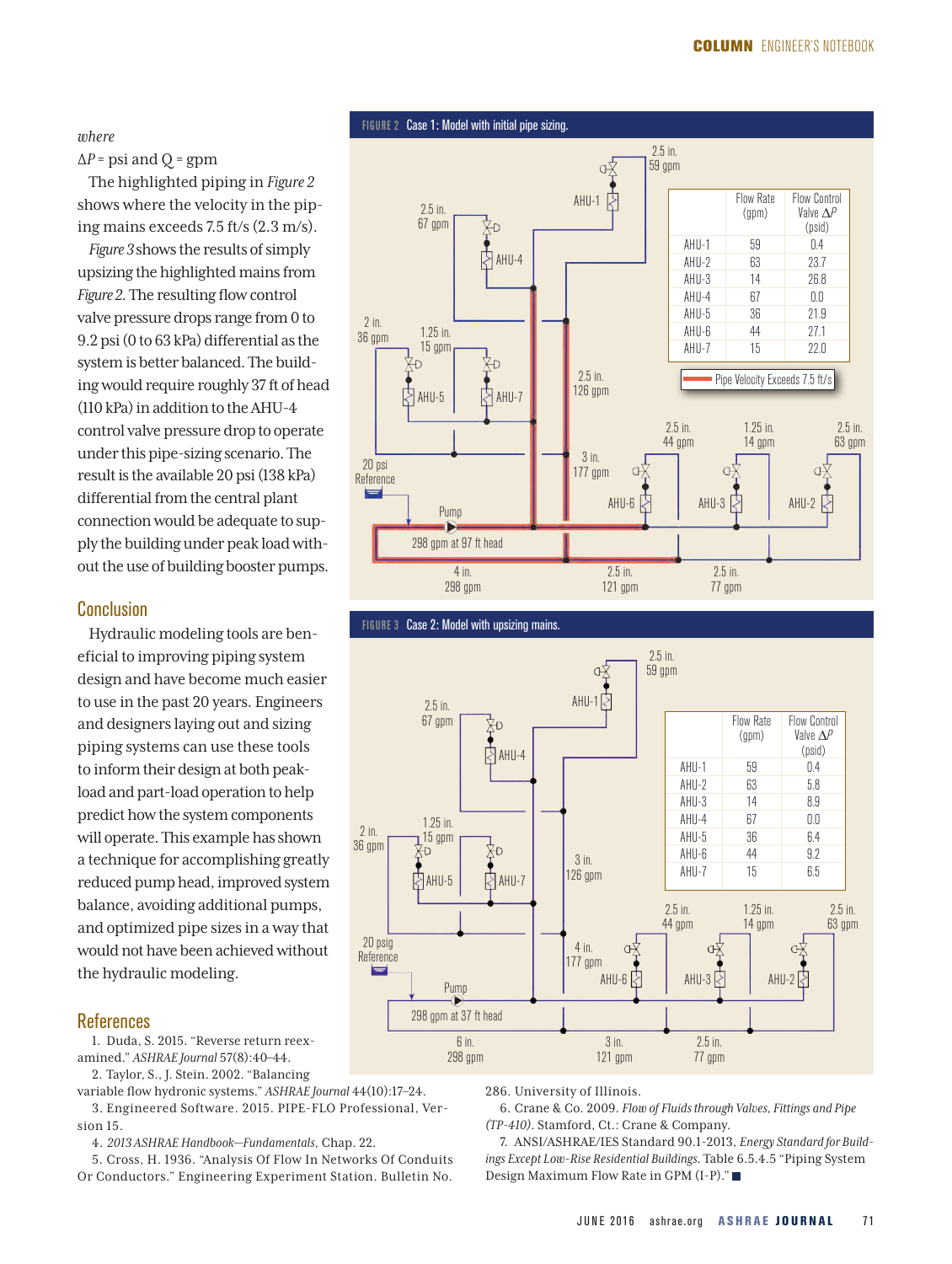*where*
$\Delta P$ = psi and Q = gpm

The highlighted piping in *Figure 2* shows where the velocity in the piping mains exceeds 7.5 ft/s (2.3 m/s).

*Figure 3* shows the results of simply upsizing the highlighted mains from *Figure 2*. The resulting flow control valve pressure drops range from 0 to 9.2 psi (0 to 63 kPa) differential as the system is better balanced. The building would require roughly 37 ft of head (110 kPa) in addition to the AHU-4 control valve pressure drop to operate under this pipe-sizing scenario. The result is the available 20 psi (138 kPa) differential from the central plant connection would be adequate to supply the building under peak load without the use of building booster pumps.

## Conclusion

Hydraulic modeling tools are beneficial to improving piping system design and have become much easier to use in the past 20 years. Engineers and designers laying out and sizing piping systems can use these tools to inform their design at both peak-load and part-load operation to help predict how the system components will operate. This example has shown a technique for accomplishing greatly reduced pump head, improved system balance, avoiding additional pumps, and optimized pipe sizes in a way that would not have been achieved without the hydraulic modeling.

**FIGURE 2** Case 1: Model with initial pipe sizing.

2.5 in. 59 gpm
AHU-1
2.5 in. 67 gpm
AHU-4
2 in. 36 gpm
1.25 in. 15 gpm
AHU-5
AHU-7
2.5 in. 126 gpm
20 psi Reference
3 in. 177 gpm
2.5 in. 44 gpm
1.25 in. 14 gpm
2.5 in. 63 gpm
AHU-6
AHU-3
AHU-2
Pump
298 gpm at 97 ft head
4 in. 298 gpm
2.5 in. 121 gpm
2.5 in. 77 gpm
Pipe Velocity Exceeds 7.5 ft/s

| | Flow Rate (gpm) | Flow Control Valve $\Delta P$ (psid) |
|---|---|---|
| AHU-1 | 59 | 0.4 |
| AHU-2 | 63 | 23.7 |
| AHU-3 | 14 | 26.8 |
| AHU-4 | 67 | 0.0 |
| AHU-5 | 36 | 21.9 |
| AHU-6 | 44 | 27.1 |
| AHU-7 | 15 | 22.0 |

**FIGURE 3** Case 2: Model with upsizing mains.

2.5 in. 59 gpm
AHU-1
2.5 in. 67 gpm
AHU-4
2 in. 36 gpm
1.25 in. 15 gpm
AHU-5
AHU-7
3 in. 126 gpm
20 psig Reference
4 in. 177 gpm
2.5 in. 44 gpm
1.25 in. 14 gpm
2.5 in. 63 gpm
AHU-6
AHU-3
AHU-2
Pump
298 gpm at 37 ft head
6 in. 298 gpm
3 in. 121 gpm
2.5 in. 77 gpm

| | Flow Rate (gpm) | Flow Control Valve $\Delta P$ (psid) |
|---|---|---|
| AHU-1 | 59 | 0.4 |
| AHU-2 | 63 | 5.8 |
| AHU-3 | 14 | 8.9 |
| AHU-4 | 67 | 0.0 |
| AHU-5 | 36 | 6.4 |
| AHU-6 | 44 | 9.2 |
| AHU-7 | 15 | 6.5 |

## References

1. Duda, S. 2015. "Reverse return reexamined." *ASHRAE Journal* 57(8):40–44.
2. Taylor, S., J. Stein. 2002. "Balancing variable flow hydronic systems." *ASHRAE Journal* 44(10):17–24.
3. Engineered Software. 2015. PIPE-FLO Professional, Version 15.
4. *2013 ASHRAE Handbook—Fundamentals*, Chap. 22.
5. Cross, H. 1936. "Analysis Of Flow In Networks Of Conduits Or Conductors." Engineering Experiment Station. Bulletin No. 286. University of Illinois.
6. Crane & Co. 2009. *Flow of Fluids through Valves, Fittings and Pipe (TP-410)*. Stamford, Ct.: Crane & Company.
7. ANSI/ASHRAE/IES Standard 90.1-2013, *Energy Standard for Buildings Except Low-Rise Residential Buildings*. Table 6.5.4.5 "Piping System Design Maximum Flow Rate in GPM (I-P)." ■